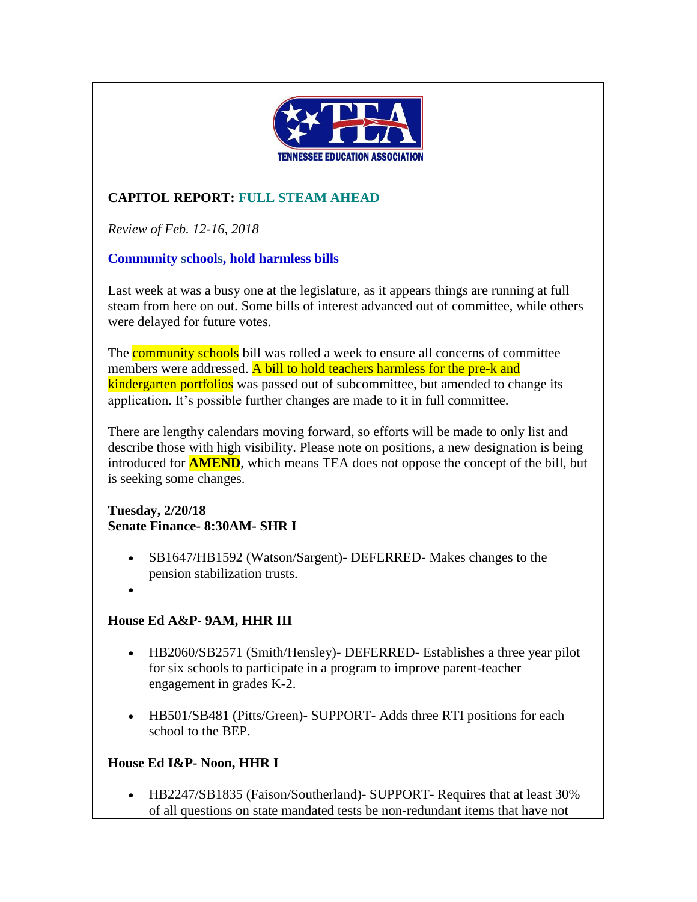TENNESSEE EDUCATION ASSOCIATION

## CAPITOL REPORT: FULL STEAM AHEAD

*Review of Feb. 12-16, 2018*

### Community schools, hold harmless bills

Last week at was a busy one at the legislature, as it appears things are running at full steam from here on out. Some bills of interest advanced out of committee, while others were delayed for future votes.

The community schools bill was rolled a week to ensure all concerns of committee members were addressed. A bill to hold teachers harmless for the pre-k and kindergarten portfolios was passed out of subcommittee, but amended to change its application. It's possible further changes are made to it in full committee.

There are lengthy calendars moving forward, so efforts will be made to only list and describe those with high visibility. Please note on positions, a new designation is being introduced for **AMEND**, which means TEA does not oppose the concept of the bill, but is seeking some changes.

**Tuesday, 2/20/18**
**Senate Finance- 8:30AM- SHR I**

- SB1647/HB1592 (Watson/Sargent)- DEFERRED- Makes changes to the pension stabilization trusts.
-

**House Ed A&P- 9AM, HHR III**

- HB2060/SB2571 (Smith/Hensley)- DEFERRED- Establishes a three year pilot for six schools to participate in a program to improve parent-teacher engagement in grades K-2.
- HB501/SB481 (Pitts/Green)- SUPPORT- Adds three RTI positions for each school to the BEP.

**House Ed I&P- Noon, HHR I**

- HB2247/SB1835 (Faison/Southerland)- SUPPORT- Requires that at least 30% of all questions on state mandated tests be non-redundant items that have not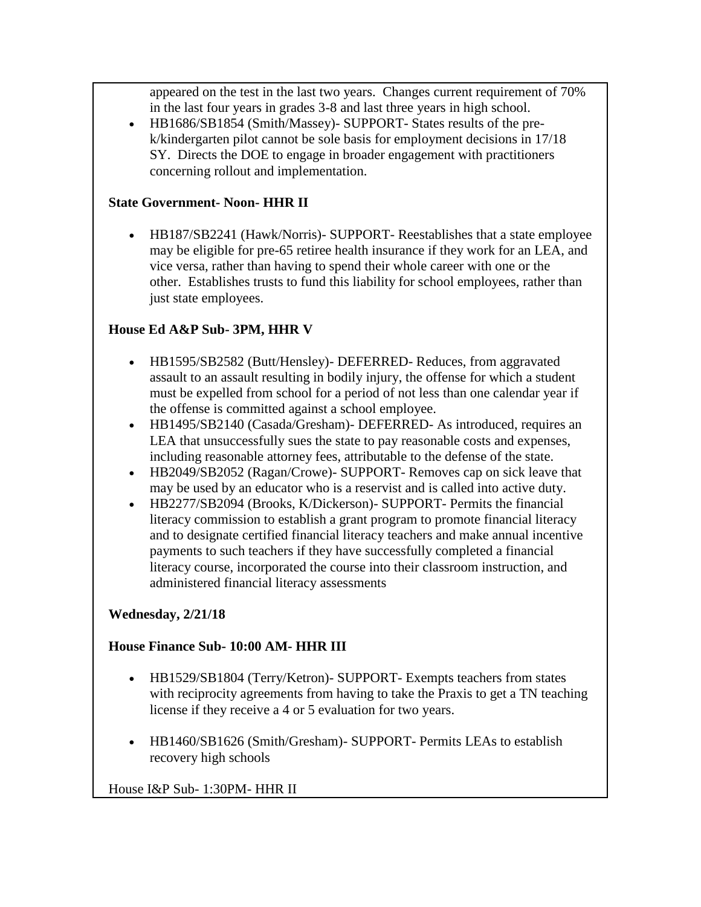appeared on the test in the last two years. Changes current requirement of 70% in the last four years in grades 3-8 and last three years in high school.

- HB1686/SB1854 (Smith/Massey)- SUPPORT- States results of the pre-k/kindergarten pilot cannot be sole basis for employment decisions in 17/18 SY. Directs the DOE to engage in broader engagement with practitioners concerning rollout and implementation.

**State Government- Noon- HHR II**

- HB187/SB2241 (Hawk/Norris)- SUPPORT- Reestablishes that a state employee may be eligible for pre-65 retiree health insurance if they work for an LEA, and vice versa, rather than having to spend their whole career with one or the other. Establishes trusts to fund this liability for school employees, rather than just state employees.

**House Ed A&P Sub- 3PM, HHR V**

- HB1595/SB2582 (Butt/Hensley)- DEFERRED- Reduces, from aggravated assault to an assault resulting in bodily injury, the offense for which a student must be expelled from school for a period of not less than one calendar year if the offense is committed against a school employee.
- HB1495/SB2140 (Casada/Gresham)- DEFERRED- As introduced, requires an LEA that unsuccessfully sues the state to pay reasonable costs and expenses, including reasonable attorney fees, attributable to the defense of the state.
- HB2049/SB2052 (Ragan/Crowe)- SUPPORT- Removes cap on sick leave that may be used by an educator who is a reservist and is called into active duty.
- HB2277/SB2094 (Brooks, K/Dickerson)- SUPPORT- Permits the financial literacy commission to establish a grant program to promote financial literacy and to designate certified financial literacy teachers and make annual incentive payments to such teachers if they have successfully completed a financial literacy course, incorporated the course into their classroom instruction, and administered financial literacy assessments

**Wednesday, 2/21/18**

**House Finance Sub- 10:00 AM- HHR III**

- HB1529/SB1804 (Terry/Ketron)- SUPPORT- Exempts teachers from states with reciprocity agreements from having to take the Praxis to get a TN teaching license if they receive a 4 or 5 evaluation for two years.

- HB1460/SB1626 (Smith/Gresham)- SUPPORT- Permits LEAs to establish recovery high schools

House I&P Sub- 1:30PM- HHR II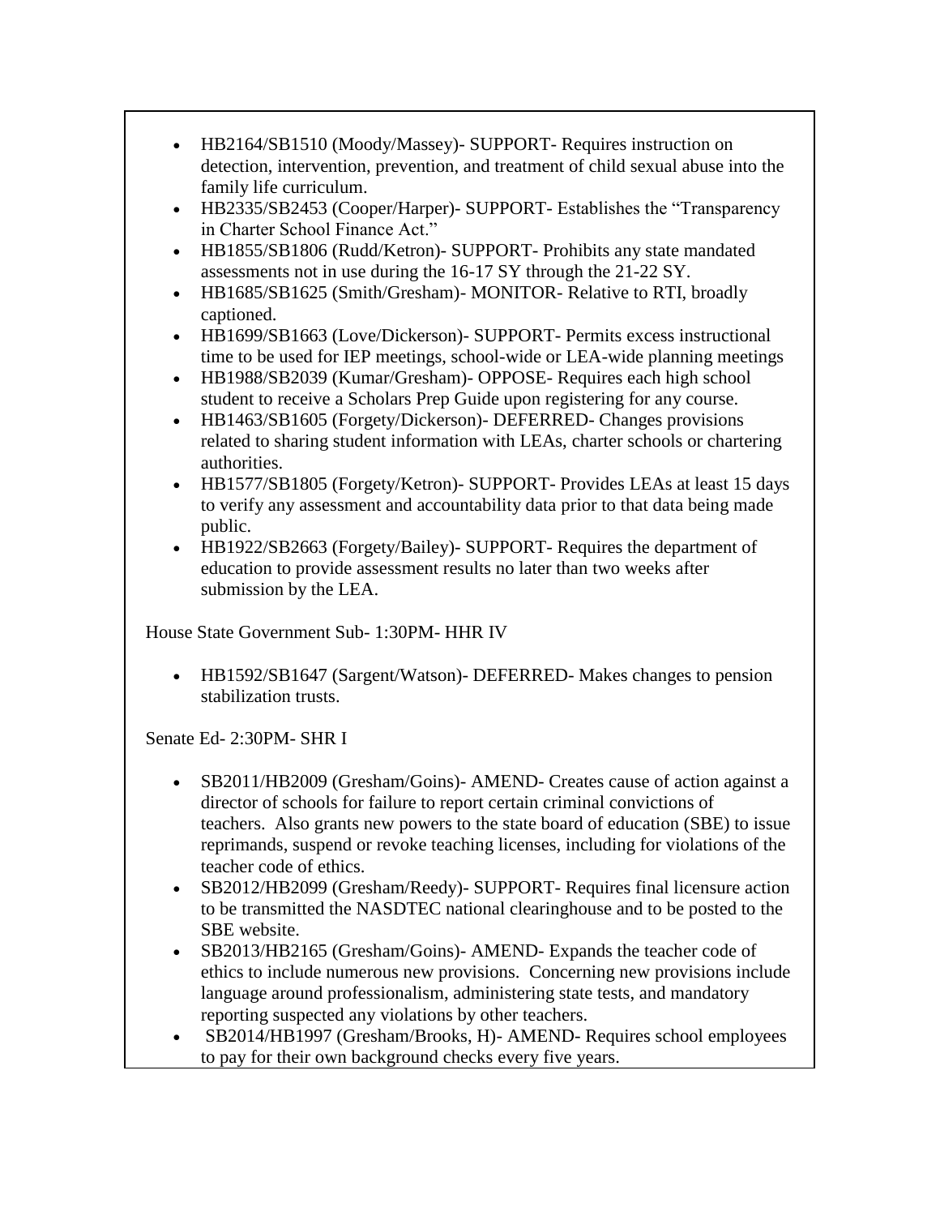- HB2164/SB1510 (Moody/Massey)- SUPPORT- Requires instruction on detection, intervention, prevention, and treatment of child sexual abuse into the family life curriculum.
- HB2335/SB2453 (Cooper/Harper)- SUPPORT- Establishes the "Transparency in Charter School Finance Act."
- HB1855/SB1806 (Rudd/Ketron)- SUPPORT- Prohibits any state mandated assessments not in use during the 16-17 SY through the 21-22 SY.
- HB1685/SB1625 (Smith/Gresham)- MONITOR- Relative to RTI, broadly captioned.
- HB1699/SB1663 (Love/Dickerson)- SUPPORT- Permits excess instructional time to be used for IEP meetings, school-wide or LEA-wide planning meetings
- HB1988/SB2039 (Kumar/Gresham)- OPPOSE- Requires each high school student to receive a Scholars Prep Guide upon registering for any course.
- HB1463/SB1605 (Forgety/Dickerson)- DEFERRED- Changes provisions related to sharing student information with LEAs, charter schools or chartering authorities.
- HB1577/SB1805 (Forgety/Ketron)- SUPPORT- Provides LEAs at least 15 days to verify any assessment and accountability data prior to that data being made public.
- HB1922/SB2663 (Forgety/Bailey)- SUPPORT- Requires the department of education to provide assessment results no later than two weeks after submission by the LEA.

House State Government Sub- 1:30PM- HHR IV

- HB1592/SB1647 (Sargent/Watson)- DEFERRED- Makes changes to pension stabilization trusts.

Senate Ed- 2:30PM- SHR I

- SB2011/HB2009 (Gresham/Goins)- AMEND- Creates cause of action against a director of schools for failure to report certain criminal convictions of teachers. Also grants new powers to the state board of education (SBE) to issue reprimands, suspend or revoke teaching licenses, including for violations of the teacher code of ethics.
- SB2012/HB2099 (Gresham/Reedy)- SUPPORT- Requires final licensure action to be transmitted the NASDTEC national clearinghouse and to be posted to the SBE website.
- SB2013/HB2165 (Gresham/Goins)- AMEND- Expands the teacher code of ethics to include numerous new provisions. Concerning new provisions include language around professionalism, administering state tests, and mandatory reporting suspected any violations by other teachers.
- SB2014/HB1997 (Gresham/Brooks, H)- AMEND- Requires school employees to pay for their own background checks every five years.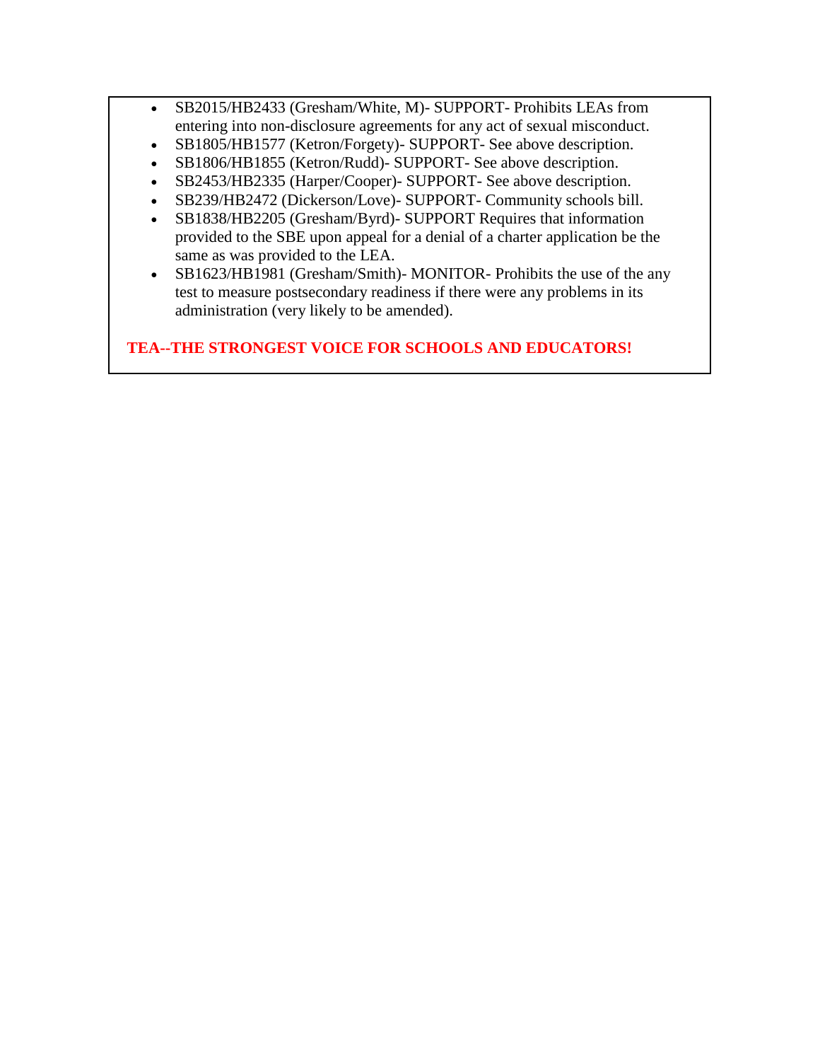- SB2015/HB2433 (Gresham/White, M)- SUPPORT- Prohibits LEAs from entering into non-disclosure agreements for any act of sexual misconduct.
- SB1805/HB1577 (Ketron/Forgety)- SUPPORT- See above description.
- SB1806/HB1855 (Ketron/Rudd)- SUPPORT- See above description.
- SB2453/HB2335 (Harper/Cooper)- SUPPORT- See above description.
- SB239/HB2472 (Dickerson/Love)- SUPPORT- Community schools bill.
- SB1838/HB2205 (Gresham/Byrd)- SUPPORT Requires that information provided to the SBE upon appeal for a denial of a charter application be the same as was provided to the LEA.
- SB1623/HB1981 (Gresham/Smith)- MONITOR- Prohibits the use of the any test to measure postsecondary readiness if there were any problems in its administration (very likely to be amended).

**TEA--THE STRONGEST VOICE FOR SCHOOLS AND EDUCATORS!**